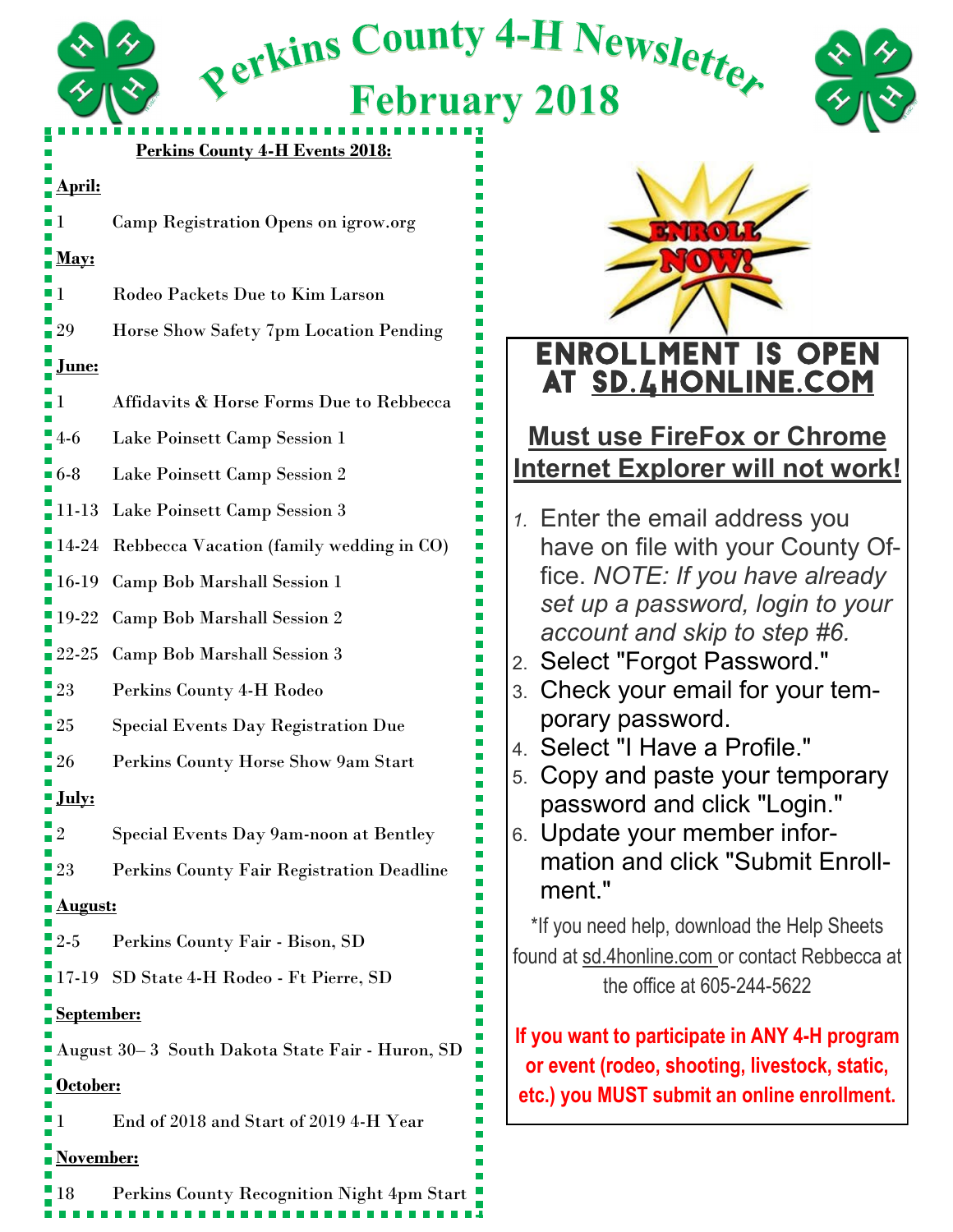# Perkins County 4-H Newsletter

## February 2018

**Perkins County 4-H Events 2018:**

**April:**

1 Camp Registration Opens on igrow.org

**May:**

1 Rodeo Packets Due to Kim Larson

29 Horse Show Safety 7pm Location Pending

**June:**

1 Affidavits & Horse Forms Due to Rebbecca

4-6 Lake Poinsett Camp Session 1

6-8 Lake Poinsett Camp Session 2

11-13 Lake Poinsett Camp Session 3

14-24 Rebbecca Vacation (family wedding in CO)

16-19 Camp Bob Marshall Session 1

19-22 Camp Bob Marshall Session 2

22-25 Camp Bob Marshall Session 3

23 Perkins County 4-H Rodeo

25 Special Events Day Registration Due

26 Perkins County Horse Show 9am Start

**July:**

2 Special Events Day 9am-noon at Bentley

23 Perkins County Fair Registration Deadline

**August:**

2-5 Perkins County Fair - Bison, SD

17-19 SD State 4-H Rodeo - Ft Pierre, SD

**September:**

August 30– 3 South Dakota State Fair - Huron, SD

**October:**

1 End of 2018 and Start of 2019 4-H Year

**November:**

18 Perkins County Recognition Night 4pm Start

ENROLL NOW!

## ENROLLMENT IS OPEN AT SD.4HONLINE.COM

**Must use FireFox or Chrome**
**Internet Explorer will not work!**

1. Enter the email address you have on file with your County Office. *NOTE: If you have already set up a password, login to your account and skip to step #6.*
2. Select "Forgot Password."
3. Check your email for your temporary password.
4. Select "I Have a Profile."
5. Copy and paste your temporary password and click "Login."
6. Update your member information and click "Submit Enrollment."

*If you need help, download the Help Sheets found at sd.4honline.com or contact Rebbecca at the office at 605-244-5622

**If you want to participate in ANY 4-H program or event (rodeo, shooting, livestock, static, etc.) you MUST submit an online enrollment.**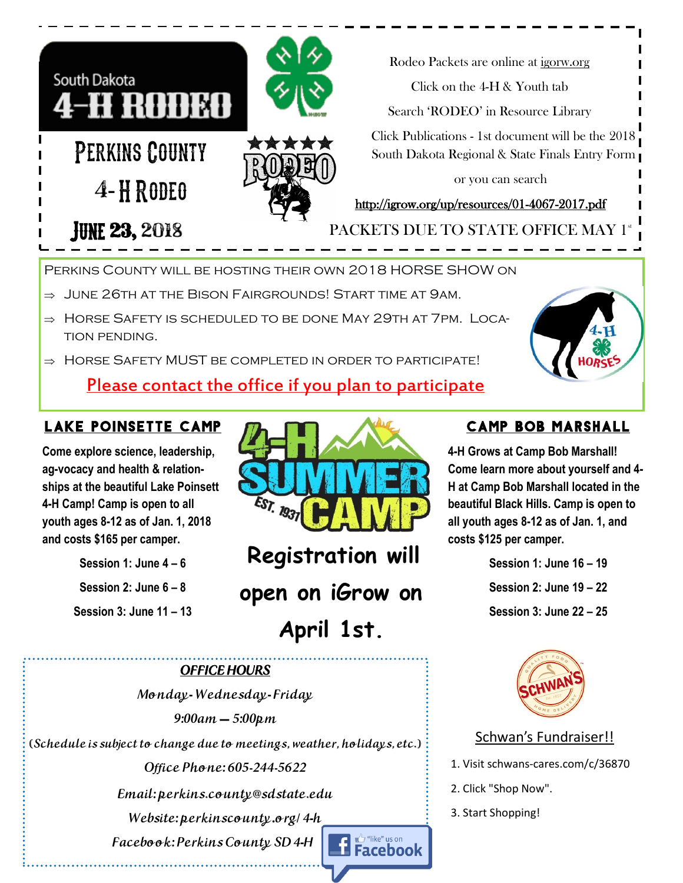## South Dakota 4-H RODEO

### Perkins County 4-H Rodeo

### June 23, 2018

Rodeo Packets are online at igorw.org

Click on the 4-H & Youth tab

Search 'RODEO' in Resource Library

Click Publications - 1st document will be the 2018 South Dakota Regional & State Finals Entry Form

or you can search

http://igrow.org/up/resources/01-4067-2017.pdf

PACKETS DUE TO STATE OFFICE MAY 1st

---

Perkins County will be hosting their own 2018 HORSE SHOW on

- June 26th at the Bison Fairgrounds! Start time at 9am.
- Horse Safety is scheduled to be done May 29th at 7pm. Location pending.
- Horse Safety MUST be completed in order to participate!

Please contact the office if you plan to participate

## LAKE POINSETTE CAMP

**Come explore science, leadership, ag-vocacy and health & relationships at the beautiful Lake Poinsett 4-H Camp! Camp is open to all youth ages 8-12 as of Jan. 1, 2018 and costs $165 per camper.**

**Session 1: June 4 – 6**

**Session 2: June 6 – 8**

**Session 3: June 11 – 13**

## 4-H SUMMER CAMP EST. 1931

**Registration will open on iGrow on April 1st.**

## CAMP BOB MARSHALL

**4-H Grows at Camp Bob Marshall! Come learn more about yourself and 4-H at Camp Bob Marshall located in the beautiful Black Hills. Camp is open to all youth ages 8-12 as of Jan. 1, and costs $125 per camper.**

**Session 1: June 16 – 19**

**Session 2: June 19 – 22**

**Session 3: June 22 – 25**

### *OFFICE HOURS*

*Monday-Wednesday-Friday*

*9:00am — 5:00pm*

*(Schedule is subject to change due to meetings, weather, holidays, etc.)*

*Office Phone: 605-244-5622*

*Email: perkins.county@sdstate.edu*

*Website: perkinscounty.org/4-h*

*Facebook: Perkins County SD 4-H*

"like" us on Facebook

### Schwan's Fundraiser!!

1. Visit schwans-cares.com/c/36870
2. Click "Shop Now".
3. Start Shopping!